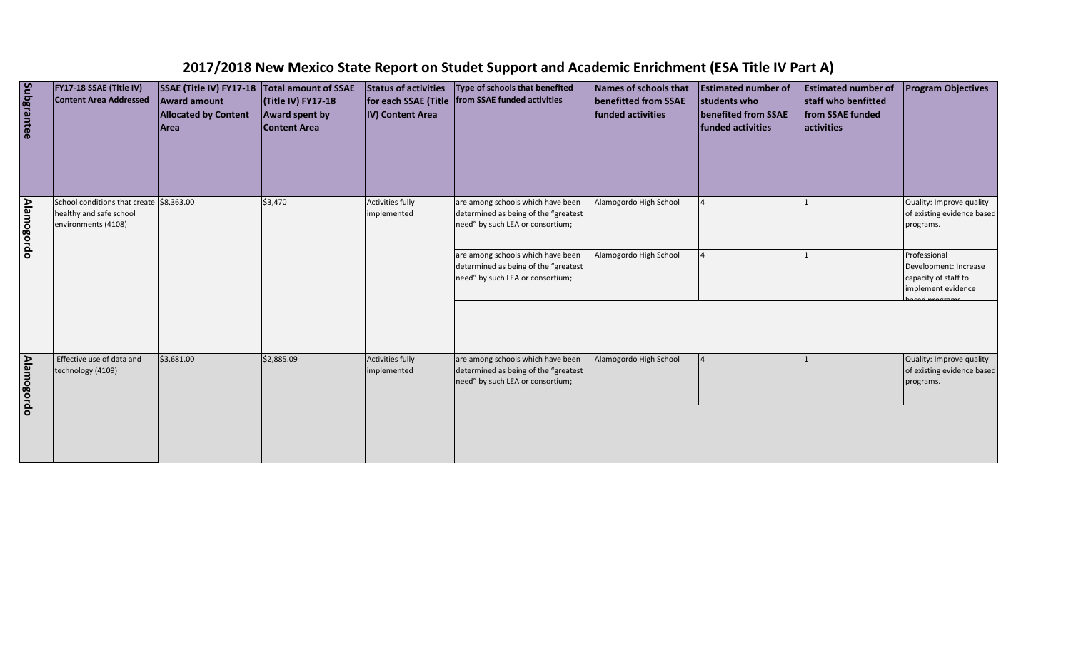# 2017/2018 New Mexico State Report on Studet Support and Academic Enrichment (ESA Title IV Part A)

| Subgrantee | FY17-18 SSAE (Title IV) Content Area Addressed | SSAE (Title IV) FY17-18 Award amount Allocated by Content Area | Total amount of SSAE (Title IV) FY17-18 Award spent by Content Area | Status of activities for each SSAE (Title IV) Content Area | Type of schools that benefited from SSAE funded activities | Names of schools that benefitted from SSAE funded activities | Estimated number of students who benefited from SSAE funded activities | Estimated number of staff who benfitted from SSAE funded activities | Program Objectives |
|---|---|---|---|---|---|---|---|---|---|
| Alamogordo | School conditions that create healthy and safe school environments (4108) | $8,363.00 | $3,470 | Activities fully implemented | are among schools which have been determined as being of the "greatest need" by such LEA or consortium; | Alamogordo High School | 4 | 1 | Quality: Improve quality of existing evidence based programs. |
| | | | | | are among schools which have been determined as being of the "greatest need" by such LEA or consortium; | Alamogordo High School | 4 | 1 | Professional Development: Increase capacity of staff to implement evidence based programs |
| | | | | | | | | | |
| Alamogordo | Effective use of data and technology (4109) | $3,681.00 | $2,885.09 | Activities fully implemented | are among schools which have been determined as being of the "greatest need" by such LEA or consortium; | Alamogordo High School | 4 | 1 | Quality: Improve quality of existing evidence based programs. |
| | | | | | | | | | |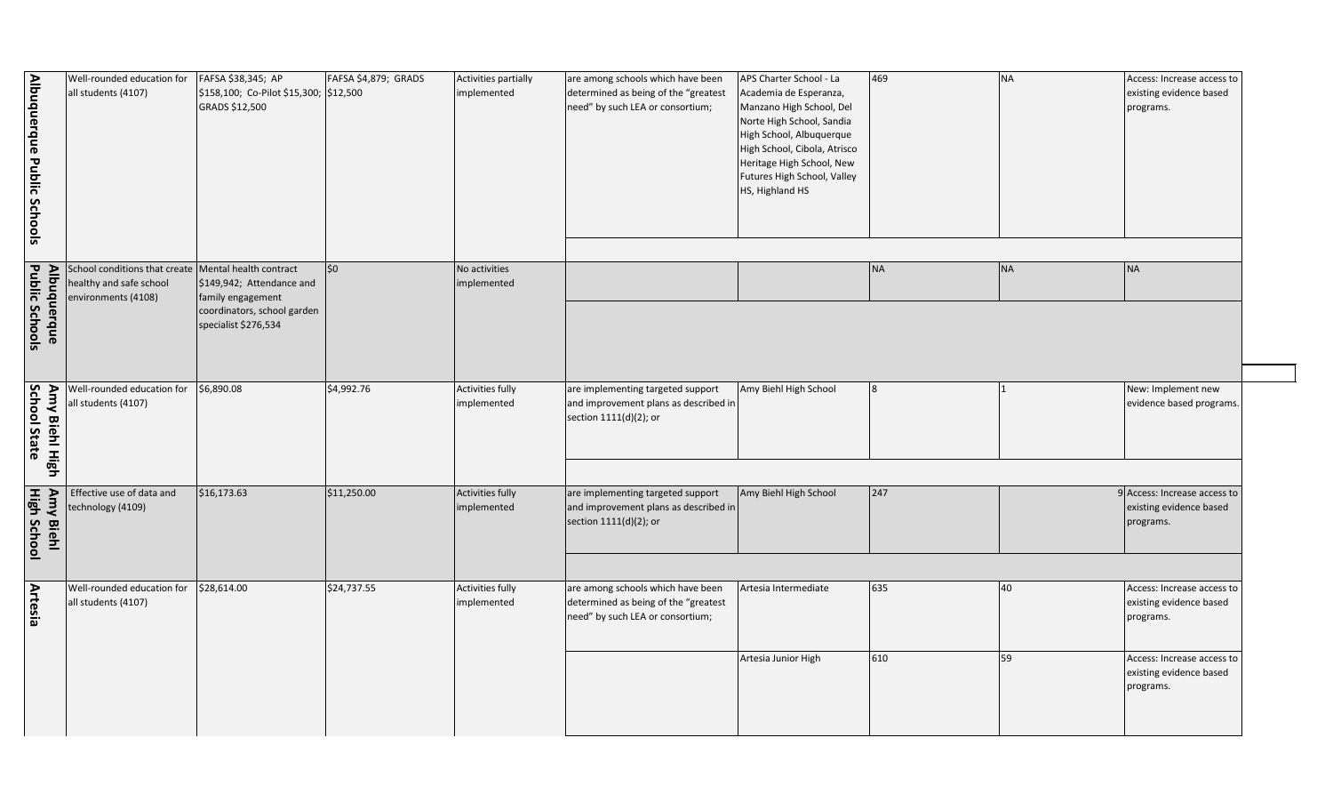| | | | | | | | | | |
|---|---|---|---|---|---|---|---|---|---|
| Albuquerque Public Schools | Well-rounded education for all students (4107) | FAFSA $38,345; AP $158,100; Co-Pilot $15,300; GRADS $12,500 | FAFSA $4,879; GRADS $12,500 | Activities partially implemented | are among schools which have been determined as being of the "greatest need" by such LEA or consortium; | APS Charter School - La Academia de Esperanza, Manzano High School, Del Norte High School, Sandia High School, Albuquerque High School, Cibola, Atrisco Heritage High School, New Futures High School, Valley HS, Highland HS | 469 | NA | Access: Increase access to existing evidence based programs. |
| Albuquerque Public Schools | School conditions that create healthy and safe school environments (4108) | Mental health contract $149,942; Attendance and family engagement coordinators, school garden specialist $276,534 | $0 | No activities implemented | | | NA | NA | NA |
| Amy Biehl High School State | Well-rounded education for all students (4107) | $6,890.08 | $4,992.76 | Activities fully implemented | are implementing targeted support and improvement plans as described in section 1111(d)(2); or | Amy Biehl High School | 8 | 1 | New: Implement new evidence based programs. |
| Amy Biehl High School | Effective use of data and technology (4109) | $16,173.63 | $11,250.00 | Activities fully implemented | are implementing targeted support and improvement plans as described in section 1111(d)(2); or | Amy Biehl High School | 247 | 9 | Access: Increase access to existing evidence based programs. |
| Artesia | Well-rounded education for all students (4107) | $28,614.00 | $24,737.55 | Activities fully implemented | are among schools which have been determined as being of the "greatest need" by such LEA or consortium; | Artesia Intermediate | 635 | 40 | Access: Increase access to existing evidence based programs. |
| | | | | | | Artesia Junior High | 610 | 59 | Access: Increase access to existing evidence based programs. |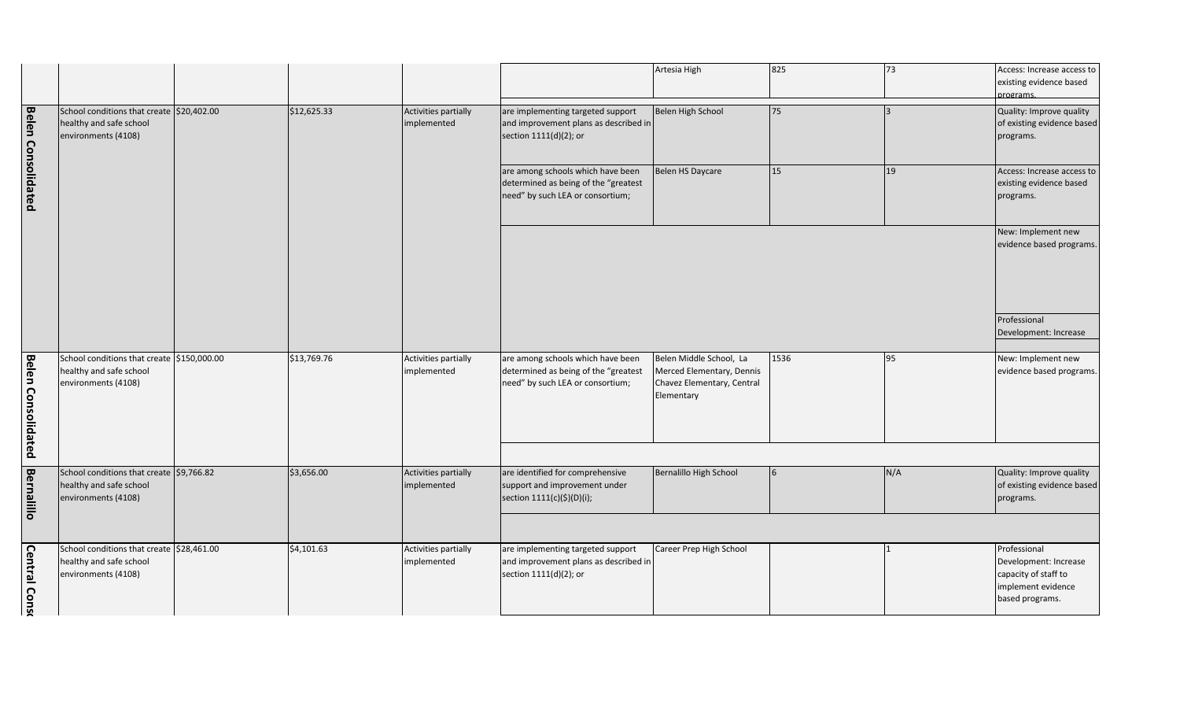| | | | | | | | | | |
|---|---|---|---|---|---|---|---|---|---|
| | | | | | | Artesia High | 825 | 73 | Access: Increase access to existing evidence based programs. |
| Belen Consolidated | School conditions that create healthy and safe school environments (4108) | $20,402.00 | $12,625.33 | Activities partially implemented | are implementing targeted support and improvement plans as described in section 1111(d)(2); or | Belen High School | 75 | 3 | Quality: Improve quality of existing evidence based programs. |
| | | | | | are among schools which have been determined as being of the "greatest need" by such LEA or consortium; | Belen HS Daycare | 15 | 19 | Access: Increase access to existing evidence based programs. |
| | | | | | | | | | New: Implement new evidence based programs. |
| | | | | | | | | | Professional Development: Increase |
| Belen Consolidated | School conditions that create healthy and safe school environments (4108) | $150,000.00 | $13,769.76 | Activities partially implemented | are among schools which have been determined as being of the "greatest need" by such LEA or consortium; | Belen Middle School, La Merced Elementary, Dennis Chavez Elementary, Central Elementary | 1536 | 95 | New: Implement new evidence based programs. |
| Bernalillo | School conditions that create healthy and safe school environments (4108) | $9,766.82 | $3,656.00 | Activities partially implemented | are identified for comprehensive support and improvement under section 1111(c)($)(D)(i); | Bernalillo High School | 6 | N/A | Quality: Improve quality of existing evidence based programs. |
| Central Cons | School conditions that create healthy and safe school environments (4108) | $28,461.00 | $4,101.63 | Activities partially implemented | are implementing targeted support and improvement plans as described in section 1111(d)(2); or | Career Prep High School | | 1 | Professional Development: Increase capacity of staff to implement evidence based programs. |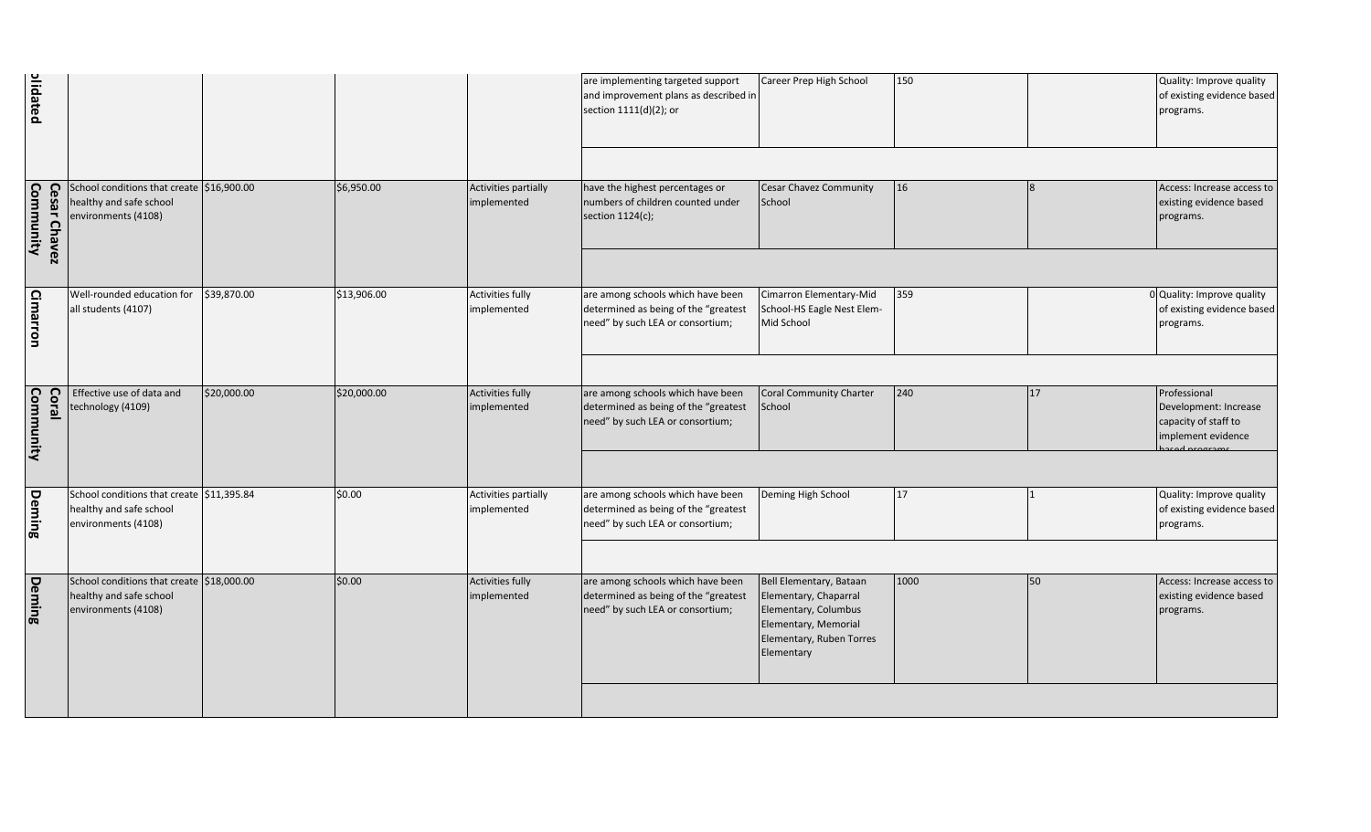| | | | | | | | | | |
|---|---|---|---|---|---|---|---|---|---|
| olidated | | | | | are implementing targeted support and improvement plans as described in section 1111(d)(2); or | Career Prep High School | 150 | | Quality: Improve quality of existing evidence based programs. |
| | | | | | | | | | |
| Cesar Chavez Community | School conditions that create healthy and safe school environments (4108) | $16,900.00 | $6,950.00 | Activities partially implemented | have the highest percentages or numbers of children counted under section 1124(c); | Cesar Chavez Community School | 16 | 8 | Access: Increase access to existing evidence based programs. |
| | | | | | | | | | |
| Cimarron | Well-rounded education for all students (4107) | $39,870.00 | $13,906.00 | Activities fully implemented | are among schools which have been determined as being of the "greatest need" by such LEA or consortium; | Cimarron Elementary-Mid School-HS Eagle Nest Elem-Mid School | 359 | 0 | Quality: Improve quality of existing evidence based programs. |
| | | | | | | | | | |
| Coral Community | Effective use of data and technology (4109) | $20,000.00 | $20,000.00 | Activities fully implemented | are among schools which have been determined as being of the "greatest need" by such LEA or consortium; | Coral Community Charter School | 240 | 17 | Professional Development: Increase capacity of staff to implement evidence based programs |
| | | | | | | | | | |
| Deming | School conditions that create healthy and safe school environments (4108) | $11,395.84 | $0.00 | Activities partially implemented | are among schools which have been determined as being of the "greatest need" by such LEA or consortium; | Deming High School | 17 | 1 | Quality: Improve quality of existing evidence based programs. |
| | | | | | | | | | |
| Deming | School conditions that create healthy and safe school environments (4108) | $18,000.00 | $0.00 | Activities fully implemented | are among schools which have been determined as being of the "greatest need" by such LEA or consortium; | Bell Elementary, Bataan Elementary, Chaparral Elementary, Columbus Elementary, Memorial Elementary, Ruben Torres Elementary | 1000 | 50 | Access: Increase access to existing evidence based programs. |
| | | | | | | | | | |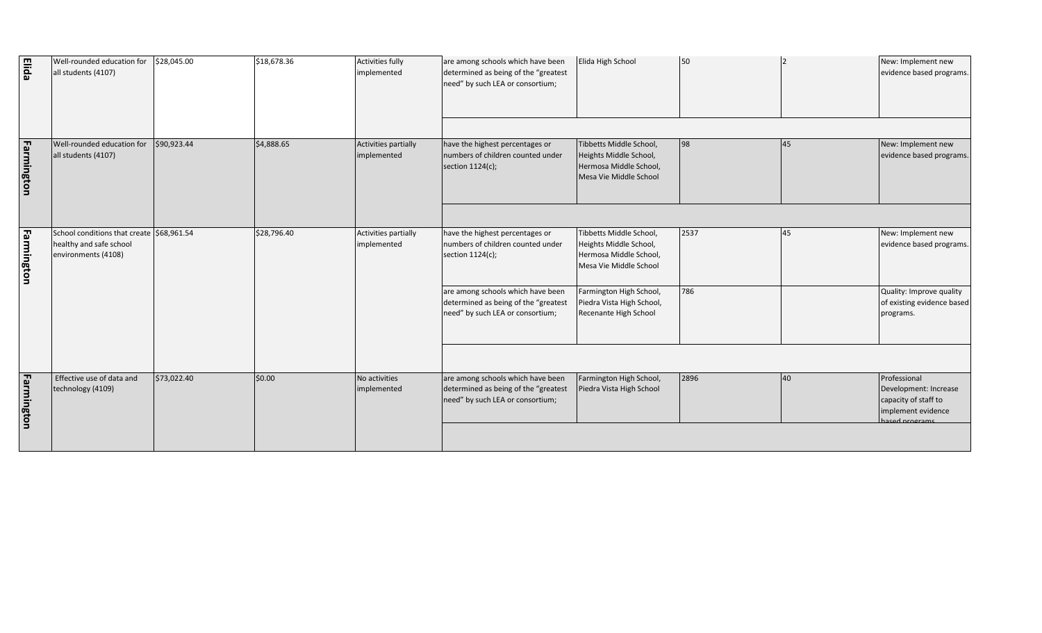| | | | | | | | | | |
|---|---|---|---|---|---|---|---|---|---|
| Elida | Well-rounded education for all students (4107) | $28,045.00 | $18,678.36 | Activities fully implemented | are among schools which have been determined as being of the "greatest need" by such LEA or consortium; | Elida High School | 50 | 2 | New: Implement new evidence based programs. |
| | | | | | | | | | |
| Farmington | Well-rounded education for all students (4107) | $90,923.44 | $4,888.65 | Activities partially implemented | have the highest percentages or numbers of children counted under section 1124(c); | Tibbetts Middle School, Heights Middle School, Hermosa Middle School, Mesa Vie Middle School | 98 | 45 | New: Implement new evidence based programs. |
| | | | | | | | | | |
| Farmington | School conditions that create healthy and safe school environments (4108) | $68,961.54 | $28,796.40 | Activities partially implemented | have the highest percentages or numbers of children counted under section 1124(c); | Tibbetts Middle School, Heights Middle School, Hermosa Middle School, Mesa Vie Middle School | 2537 | 45 | New: Implement new evidence based programs. |
| | | | | | are among schools which have been determined as being of the "greatest need" by such LEA or consortium; | Farmington High School, Piedra Vista High School, Recenante High School | 786 | | Quality: Improve quality of existing evidence based programs. |
| | | | | | | | | | |
| Farmington | Effective use of data and technology (4109) | $73,022.40 | $0.00 | No activities implemented | are among schools which have been determined as being of the "greatest need" by such LEA or consortium; | Farmington High School, Piedra Vista High School | 2896 | 40 | Professional Development: Increase capacity of staff to implement evidence based programs |
| | | | | | | | | | |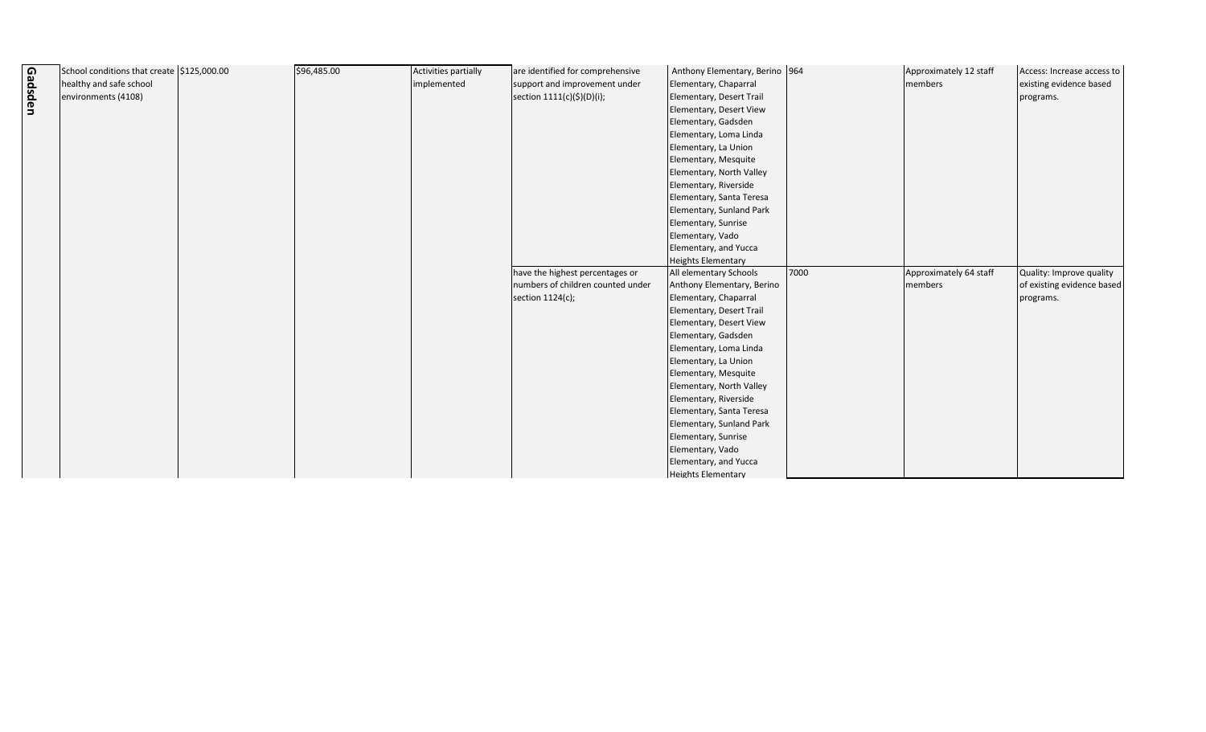| Gadsden | School conditions that create healthy and safe school environments (4108) | $125,000.00 | | $96,485.00 | Activities partially implemented | are identified for comprehensive support and improvement under section 1111(c)($)(D)(i); | Anthony Elementary, Berino Elementary, Chaparral Elementary, Desert Trail Elementary, Desert View Elementary, Gadsden Elementary, Loma Linda Elementary, La Union Elementary, Mesquite Elementary, North Valley Elementary, Riverside Elementary, Santa Teresa Elementary, Sunland Park Elementary, Sunrise Elementary, Vado Elementary, and Yucca Heights Elementary | 964 | Approximately 12 staff members | Access: Increase access to existing evidence based programs. |
|---|---|---|---|---|---|---|---|---|---|---|
| | | | | | | have the highest percentages or numbers of children counted under section 1124(c); | All elementary Schools Anthony Elementary, Berino Elementary, Chaparral Elementary, Desert Trail Elementary, Desert View Elementary, Gadsden Elementary, Loma Linda Elementary, La Union Elementary, Mesquite Elementary, North Valley Elementary, Riverside Elementary, Santa Teresa Elementary, Sunland Park Elementary, Sunrise Elementary, Vado Elementary, and Yucca Heights Elementary | 7000 | Approximately 64 staff members | Quality: Improve quality of existing evidence based programs. |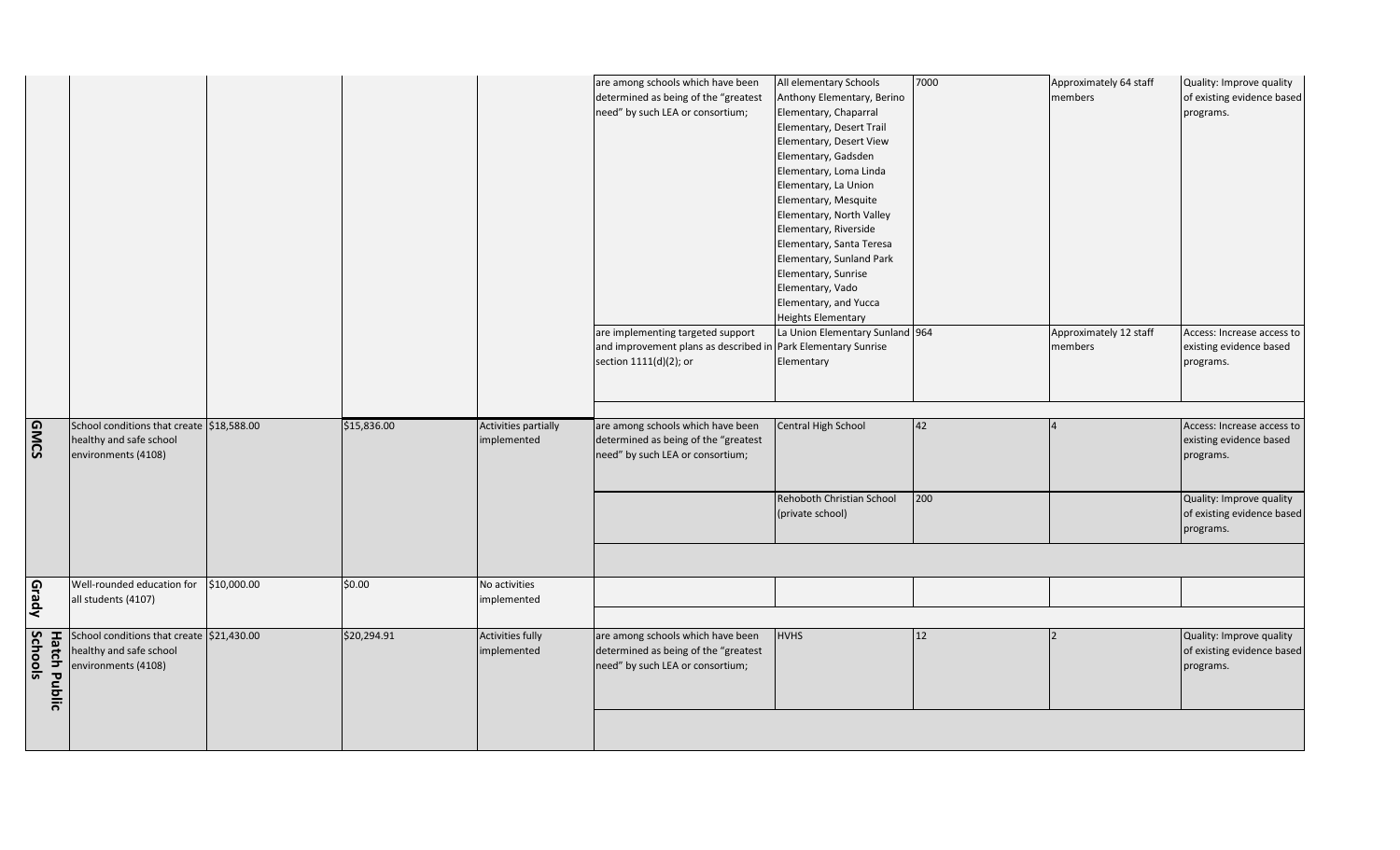| | | | | | | | | | |
|---|---|---|---|---|---|---|---|---|---|
| | | | | | are among schools which have been determined as being of the "greatest need" by such LEA or consortium; | All elementary Schools Anthony Elementary, Berino Elementary, Chaparral Elementary, Desert Trail Elementary, Desert View Elementary, Gadsden Elementary, Loma Linda Elementary, La Union Elementary, Mesquite Elementary, North Valley Elementary, Riverside Elementary, Santa Teresa Elementary, Sunland Park Elementary, Sunrise Elementary, Vado Elementary, and Yucca Heights Elementary | 7000 | Approximately 64 staff members | Quality: Improve quality of existing evidence based programs. |
| | | | | | are implementing targeted support and improvement plans as described in section 1111(d)(2); or | La Union Elementary Sunland Park Elementary Sunrise Elementary | 964 | Approximately 12 staff members | Access: Increase access to existing evidence based programs. |
| GMCS | School conditions that create healthy and safe school environments (4108) | $18,588.00 | $15,836.00 | Activities partially implemented | are among schools which have been determined as being of the "greatest need" by such LEA or consortium; | Central High School | 42 | 4 | Access: Increase access to existing evidence based programs. |
| | | | | | | Rehoboth Christian School (private school) | 200 | | Quality: Improve quality of existing evidence based programs. |
| Grady | Well-rounded education for all students (4107) | $10,000.00 | $0.00 | No activities implemented | | | | | |
| Hatch Public Schools | School conditions that create healthy and safe school environments (4108) | $21,430.00 | $20,294.91 | Activities fully implemented | are among schools which have been determined as being of the "greatest need" by such LEA or consortium; | HVHS | 12 | 2 | Quality: Improve quality of existing evidence based programs. |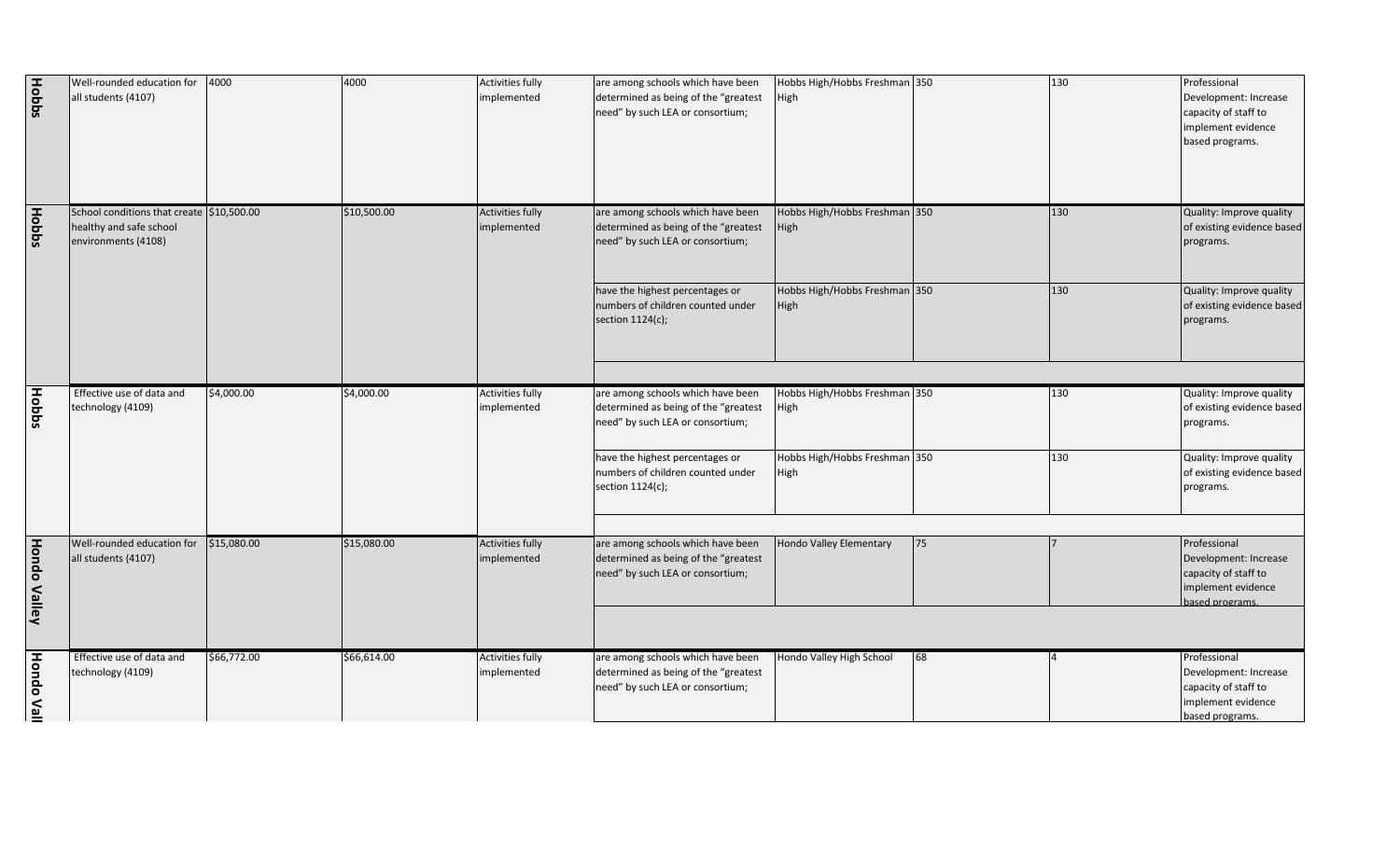| | | | | | | | | | |
|---|---|---|---|---|---|---|---|---|---|
| Hobbs | Well-rounded education for all students (4107) | 4000 | 4000 | Activities fully implemented | are among schools which have been determined as being of the "greatest need" by such LEA or consortium; | Hobbs High/Hobbs Freshman High | 350 | 130 | Professional Development: Increase capacity of staff to implement evidence based programs. |
| Hobbs | School conditions that create healthy and safe school environments (4108) | $10,500.00 | $10,500.00 | Activities fully implemented | are among schools which have been determined as being of the "greatest need" by such LEA or consortium; | Hobbs High/Hobbs Freshman High | 350 | 130 | Quality: Improve quality of existing evidence based programs. |
| | | | | | have the highest percentages or numbers of children counted under section 1124(c); | Hobbs High/Hobbs Freshman High | 350 | 130 | Quality: Improve quality of existing evidence based programs. |
| | | | | | | | | | |
| Hobbs | Effective use of data and technology (4109) | $4,000.00 | $4,000.00 | Activities fully implemented | are among schools which have been determined as being of the "greatest need" by such LEA or consortium; | Hobbs High/Hobbs Freshman High | 350 | 130 | Quality: Improve quality of existing evidence based programs. |
| | | | | | have the highest percentages or numbers of children counted under section 1124(c); | Hobbs High/Hobbs Freshman High | 350 | 130 | Quality: Improve quality of existing evidence based programs. |
| | | | | | | | | | |
| Hondo Valley | Well-rounded education for all students (4107) | $15,080.00 | $15,080.00 | Activities fully implemented | are among schools which have been determined as being of the "greatest need" by such LEA or consortium; | Hondo Valley Elementary | 75 | 7 | Professional Development: Increase capacity of staff to implement evidence based programs. |
| | | | | | | | | | |
| Hondo Vall | Effective use of data and technology (4109) | $66,772.00 | $66,614.00 | Activities fully implemented | are among schools which have been determined as being of the "greatest need" by such LEA or consortium; | Hondo Valley High School | 68 | 4 | Professional Development: Increase capacity of staff to implement evidence based programs. |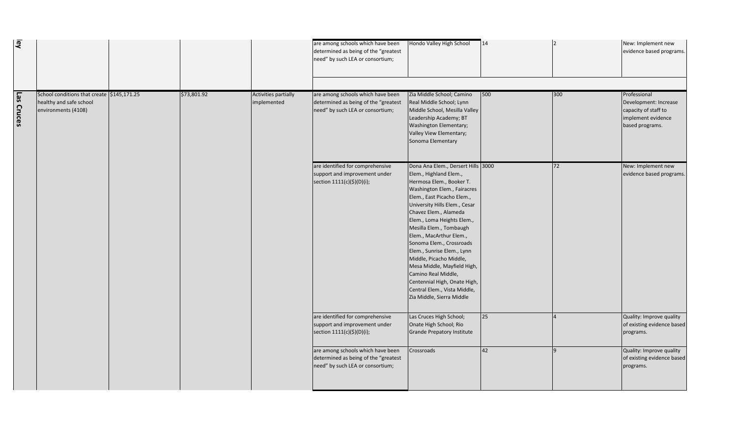| | | | | | | | | | |
|---|---|---|---|---|---|---|---|---|---|
| ley | | | | | are among schools which have been determined as being of the "greatest need" by such LEA or consortium; | Hondo Valley High School | 14 | 2 | New: Implement new evidence based programs. |
| | | | | | | | | | |
| Las Cruces | School conditions that create healthy and safe school environments (4108) | $145,171.25 | $73,801.92 | Activities partially implemented | are among schools which have been determined as being of the "greatest need" by such LEA or consortium; | Zia Middle School; Camino Real Middle School; Lynn Middle School, Mesilla Valley Leadership Academy; BT Washington Elementary; Valley View Elementary; Sonoma Elementary | 500 | 300 | Professional Development: Increase capacity of staff to implement evidence based programs. |
| | | | | | are identified for comprehensive support and improvement under section 1111(c)($)(D)(i); | Dona Ana Elem., Dersert Hills Elem., Highland Elem., Hermosa Elem., Booker T. Washington Elem., Fairacres Elem., East Picacho Elem., University Hills Elem., Cesar Chavez Elem., Alameda Elem., Loma Heights Elem., Mesilla Elem., Tombaugh Elem., MacArthur Elem., Sonoma Elem., Crossroads Elem., Sunrise Elem., Lynn Middle, Picacho Middle, Mesa Middle, Mayfield High, Camino Real Middle, Centennial High, Onate High, Central Elem., Vista Middle, Zia Middle, Sierra Middle | 3000 | 72 | New: Implement new evidence based programs. |
| | | | | | are identified for comprehensive support and improvement under section 1111(c)($)(D)(i); | Las Cruces High School; Onate High School; Rio Grande Prepatory Institute | 25 | 4 | Quality: Improve quality of existing evidence based programs. |
| | | | | | are among schools which have been determined as being of the "greatest need" by such LEA or consortium; | Crossroads | 42 | 9 | Quality: Improve quality of existing evidence based programs. |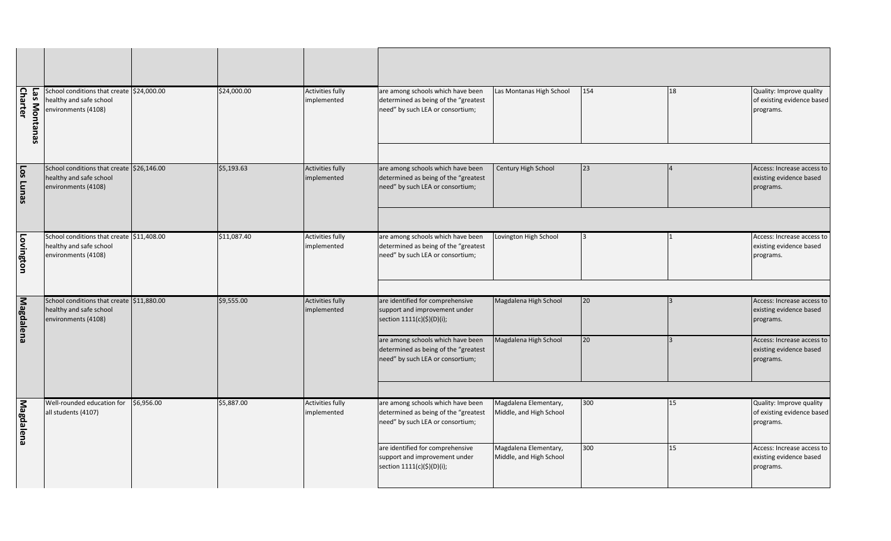| | | | | | | | | | |
|---|---|---|---|---|---|---|---|---|---|
| | | | | | | | | | |
| Las Montanas Charter | School conditions that create healthy and safe school environments (4108) | $24,000.00 | $24,000.00 | Activities fully implemented | are among schools which have been determined as being of the "greatest need" by such LEA or consortium; | Las Montanas High School | 154 | 18 | Quality: Improve quality of existing evidence based programs. |
| Los Lunas | School conditions that create healthy and safe school environments (4108) | $26,146.00 | $5,193.63 | Activities fully implemented | are among schools which have been determined as being of the "greatest need" by such LEA or consortium; | Century High School | 23 | 4 | Access: Increase access to existing evidence based programs. |
| Lovington | School conditions that create healthy and safe school environments (4108) | $11,408.00 | $11,087.40 | Activities fully implemented | are among schools which have been determined as being of the "greatest need" by such LEA or consortium; | Lovington High School | 3 | 1 | Access: Increase access to existing evidence based programs. |
| Magdalena | School conditions that create healthy and safe school environments (4108) | $11,880.00 | $9,555.00 | Activities fully implemented | are identified for comprehensive support and improvement under section 1111(c)($)(D)(i); | Magdalena High School | 20 | 3 | Access: Increase access to existing evidence based programs. |
| | | | | | are among schools which have been determined as being of the "greatest need" by such LEA or consortium; | Magdalena High School | 20 | 3 | Access: Increase access to existing evidence based programs. |
| Magdalena | Well-rounded education for all students (4107) | $6,956.00 | $5,887.00 | Activities fully implemented | are among schools which have been determined as being of the "greatest need" by such LEA or consortium; | Magdalena Elementary, Middle, and High School | 300 | 15 | Quality: Improve quality of existing evidence based programs. |
| | | | | | are identified for comprehensive support and improvement under section 1111(c)($)(D)(i); | Magdalena Elementary, Middle, and High School | 300 | 15 | Access: Increase access to existing evidence based programs. |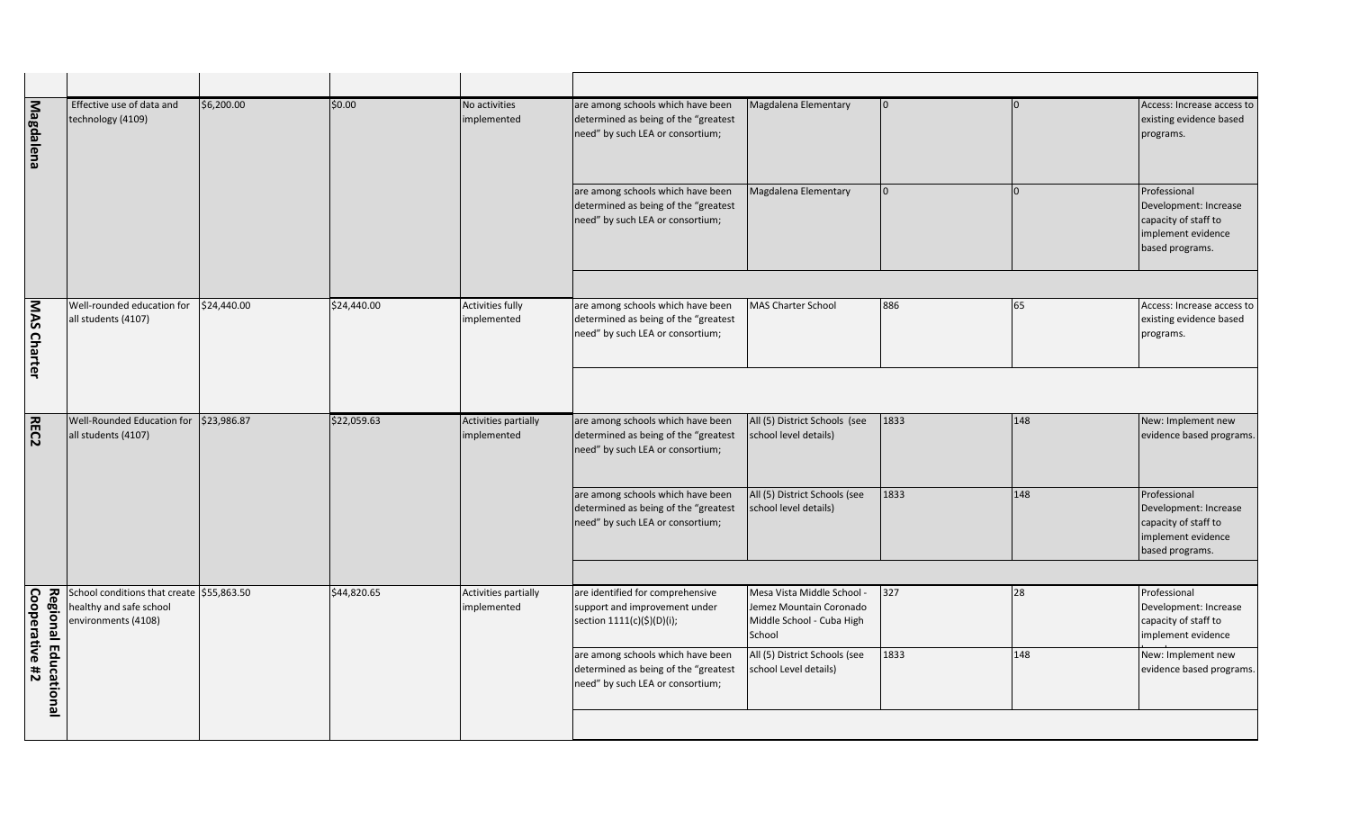| | | | | | | | | | |
|---|---|---|---|---|---|---|---|---|---|
| Magdalena | Effective use of data and technology (4109) | $6,200.00 | $0.00 | No activities implemented | are among schools which have been determined as being of the "greatest need" by such LEA or consortium; | Magdalena Elementary | 0 | 0 | Access: Increase access to existing evidence based programs. |
| | | | | | are among schools which have been determined as being of the "greatest need" by such LEA or consortium; | Magdalena Elementary | 0 | 0 | Professional Development: Increase capacity of staff to implement evidence based programs. |
| | | | | | | | | | |
| MAS Charter | Well-rounded education for all students (4107) | $24,440.00 | $24,440.00 | Activities fully implemented | are among schools which have been determined as being of the "greatest need" by such LEA or consortium; | MAS Charter School | 886 | 65 | Access: Increase access to existing evidence based programs. |
| | | | | | | | | | |
| REC2 | Well-Rounded Education for all students (4107) | $23,986.87 | $22,059.63 | Activities partially implemented | are among schools which have been determined as being of the "greatest need" by such LEA or consortium; | All (5) District Schools (see school level details) | 1833 | 148 | New: Implement new evidence based programs. |
| | | | | | are among schools which have been determined as being of the "greatest need" by such LEA or consortium; | All (5) District Schools (see school level details) | 1833 | 148 | Professional Development: Increase capacity of staff to implement evidence based programs. |
| | | | | | | | | | |
| Regional Educational Cooperative #2 | School conditions that create healthy and safe school environments (4108) | $55,863.50 | $44,820.65 | Activities partially implemented | are identified for comprehensive support and improvement under section 1111(c)($)(D)(i); | Mesa Vista Middle School - Jemez Mountain Coronado Middle School - Cuba High School | 327 | 28 | Professional Development: Increase capacity of staff to implement evidence |
| | | | | | are among schools which have been determined as being of the "greatest need" by such LEA or consortium; | All (5) District Schools (see school Level details) | 1833 | 148 | New: Implement new evidence based programs. |
| | | | | | | | | | |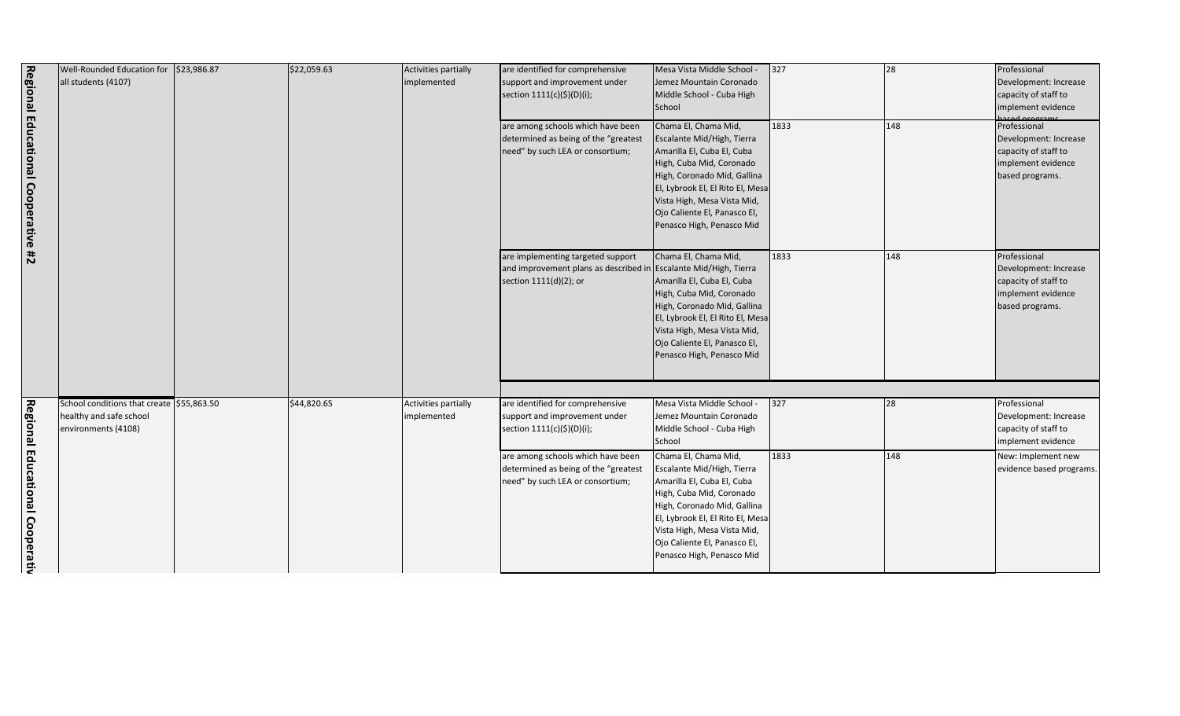| | | | | | | | | | |
|---|---|---|---|---|---|---|---|---|---|
| Regional Educational Cooperative #2 | Well-Rounded Education for all students (4107) | $23,986.87 | $22,059.63 | Activities partially implemented | are identified for comprehensive support and improvement under section 1111(c)($)(D)(i); | Mesa Vista Middle School - Jemez Mountain Coronado Middle School - Cuba High School | 327 | 28 | Professional Development: Increase capacity of staff to implement evidence based programs. |
| | | | | | are among schools which have been determined as being of the "greatest need" by such LEA or consortium; | Chama El, Chama Mid, Escalante Mid/High, Tierra Amarilla El, Cuba El, Cuba High, Cuba Mid, Coronado High, Coronado Mid, Gallina El, Lybrook El, El Rito El, Mesa Vista High, Mesa Vista Mid, Ojo Caliente El, Panasco El, Penasco High, Penasco Mid | 1833 | 148 | Professional Development: Increase capacity of staff to implement evidence based programs. |
| | | | | | are implementing targeted support and improvement plans as described in section 1111(d)(2); or | Chama El, Chama Mid, Escalante Mid/High, Tierra Amarilla El, Cuba El, Cuba High, Cuba Mid, Coronado High, Coronado Mid, Gallina El, Lybrook El, El Rito El, Mesa Vista High, Mesa Vista Mid, Ojo Caliente El, Panasco El, Penasco High, Penasco Mid | 1833 | 148 | Professional Development: Increase capacity of staff to implement evidence based programs. |
| Regional Educational Cooperativ | School conditions that create healthy and safe school environments (4108) | $55,863.50 | $44,820.65 | Activities partially implemented | are identified for comprehensive support and improvement under section 1111(c)($)(D)(i); | Mesa Vista Middle School - Jemez Mountain Coronado Middle School - Cuba High School | 327 | 28 | Professional Development: Increase capacity of staff to implement evidence |
| | | | | | are among schools which have been determined as being of the "greatest need" by such LEA or consortium; | Chama El, Chama Mid, Escalante Mid/High, Tierra Amarilla El, Cuba El, Cuba High, Cuba Mid, Coronado High, Coronado Mid, Gallina El, Lybrook El, El Rito El, Mesa Vista High, Mesa Vista Mid, Ojo Caliente El, Panasco El, Penasco High, Penasco Mid | 1833 | 148 | New: Implement new evidence based programs. |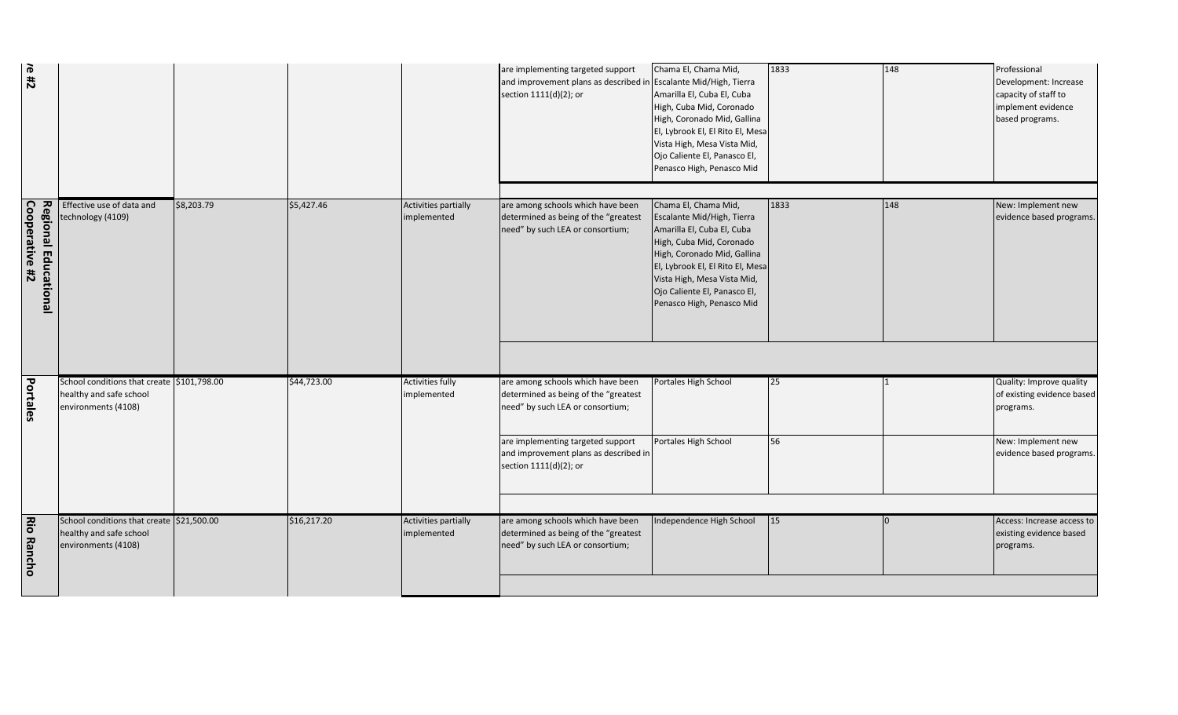| | | | | | | | | | |
|---|---|---|---|---|---|---|---|---|---|
| Regional Educational Cooperative #2 | | | | | are implementing targeted support and improvement plans as described in section 1111(d)(2); or | Chama El, Chama Mid, Escalante Mid/High, Tierra Amarilla El, Cuba El, Cuba High, Cuba Mid, Coronado High, Coronado Mid, Gallina El, Lybrook El, El Rito El, Mesa Vista High, Mesa Vista Mid, Ojo Caliente El, Panasco El, Penasco High, Penasco Mid | 1833 | 148 | Professional Development: Increase capacity of staff to implement evidence based programs. |
| Regional Educational Cooperative #2 | Effective use of data and technology (4109) | $8,203.79 | $5,427.46 | Activities partially implemented | are among schools which have been determined as being of the "greatest need" by such LEA or consortium; | Chama El, Chama Mid, Escalante Mid/High, Tierra Amarilla El, Cuba El, Cuba High, Cuba Mid, Coronado High, Coronado Mid, Gallina El, Lybrook El, El Rito El, Mesa Vista High, Mesa Vista Mid, Ojo Caliente El, Panasco El, Penasco High, Penasco Mid | 1833 | 148 | New: Implement new evidence based programs. |
| Portales | School conditions that create healthy and safe school environments (4108) | $101,798.00 | $44,723.00 | Activities fully implemented | are among schools which have been determined as being of the "greatest need" by such LEA or consortium; | Portales High School | 25 | 1 | Quality: Improve quality of existing evidence based programs. |
| | | | | | are implementing targeted support and improvement plans as described in section 1111(d)(2); or | Portales High School | 56 | | New: Implement new evidence based programs. |
| Rio Rancho | School conditions that create healthy and safe school environments (4108) | $21,500.00 | $16,217.20 | Activities partially implemented | are among schools which have been determined as being of the "greatest need" by such LEA or consortium; | Independence High School | 15 | 0 | Access: Increase access to existing evidence based programs. |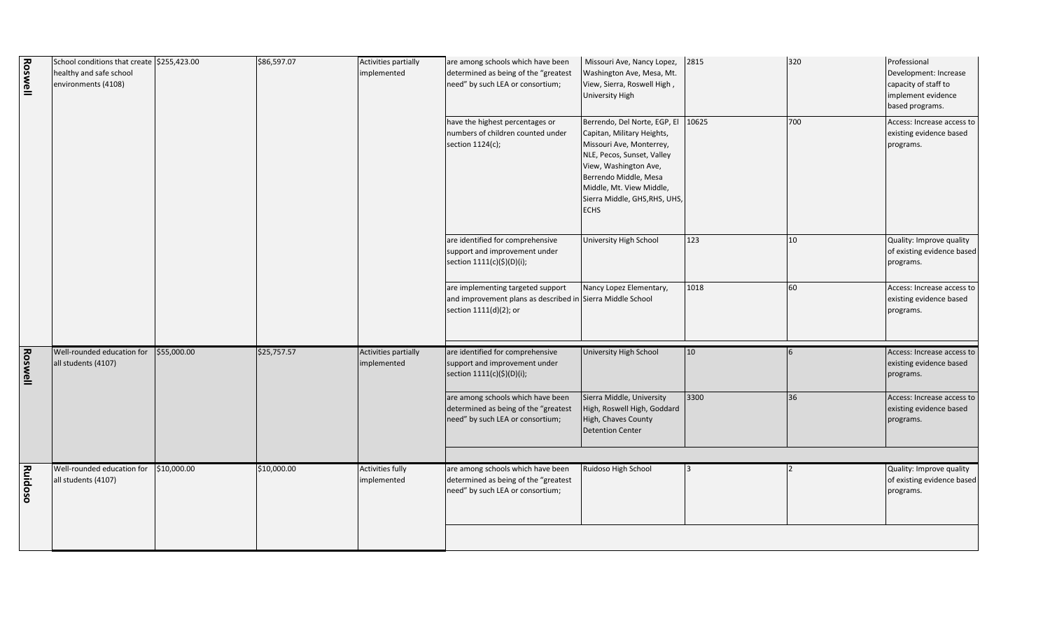| | | | | | | | | | |
|---|---|---|---|---|---|---|---|---|---|
| Roswell | School conditions that create healthy and safe school environments (4108) | $255,423.00 | $86,597.07 | Activities partially implemented | are among schools which have been determined as being of the "greatest need" by such LEA or consortium; | Missouri Ave, Nancy Lopez, Washington Ave, Mesa, Mt. View, Sierra, Roswell High , University High | 2815 | 320 | Professional Development: Increase capacity of staff to implement evidence based programs. |
| | | | | | have the highest percentages or numbers of children counted under section 1124(c); | Berrendo, Del Norte, EGP, El Capitan, Military Heights, Missouri Ave, Monterrey, NLE, Pecos, Sunset, Valley View, Washington Ave, Berrendo Middle, Mesa Middle, Mt. View Middle, Sierra Middle, GHS,RHS, UHS, ECHS | 10625 | 700 | Access: Increase access to existing evidence based programs. |
| | | | | | are identified for comprehensive support and improvement under section 1111(c)($)(D)(i); | University High School | 123 | 10 | Quality: Improve quality of existing evidence based programs. |
| | | | | | are implementing targeted support and improvement plans as described in section 1111(d)(2); or | Nancy Lopez Elementary, Sierra Middle School | 1018 | 60 | Access: Increase access to existing evidence based programs. |
| Roswell | Well-rounded education for all students (4107) | $55,000.00 | $25,757.57 | Activities partially implemented | are identified for comprehensive support and improvement under section 1111(c)($)(D)(i); | University High School | 10 | 6 | Access: Increase access to existing evidence based programs. |
| | | | | | are among schools which have been determined as being of the "greatest need" by such LEA or consortium; | Sierra Middle, University High, Roswell High, Goddard High, Chaves County Detention Center | 3300 | 36 | Access: Increase access to existing evidence based programs. |
| Ruidoso | Well-rounded education for all students (4107) | $10,000.00 | $10,000.00 | Activities fully implemented | are among schools which have been determined as being of the "greatest need" by such LEA or consortium; | Ruidoso High School | 3 | 2 | Quality: Improve quality of existing evidence based programs. |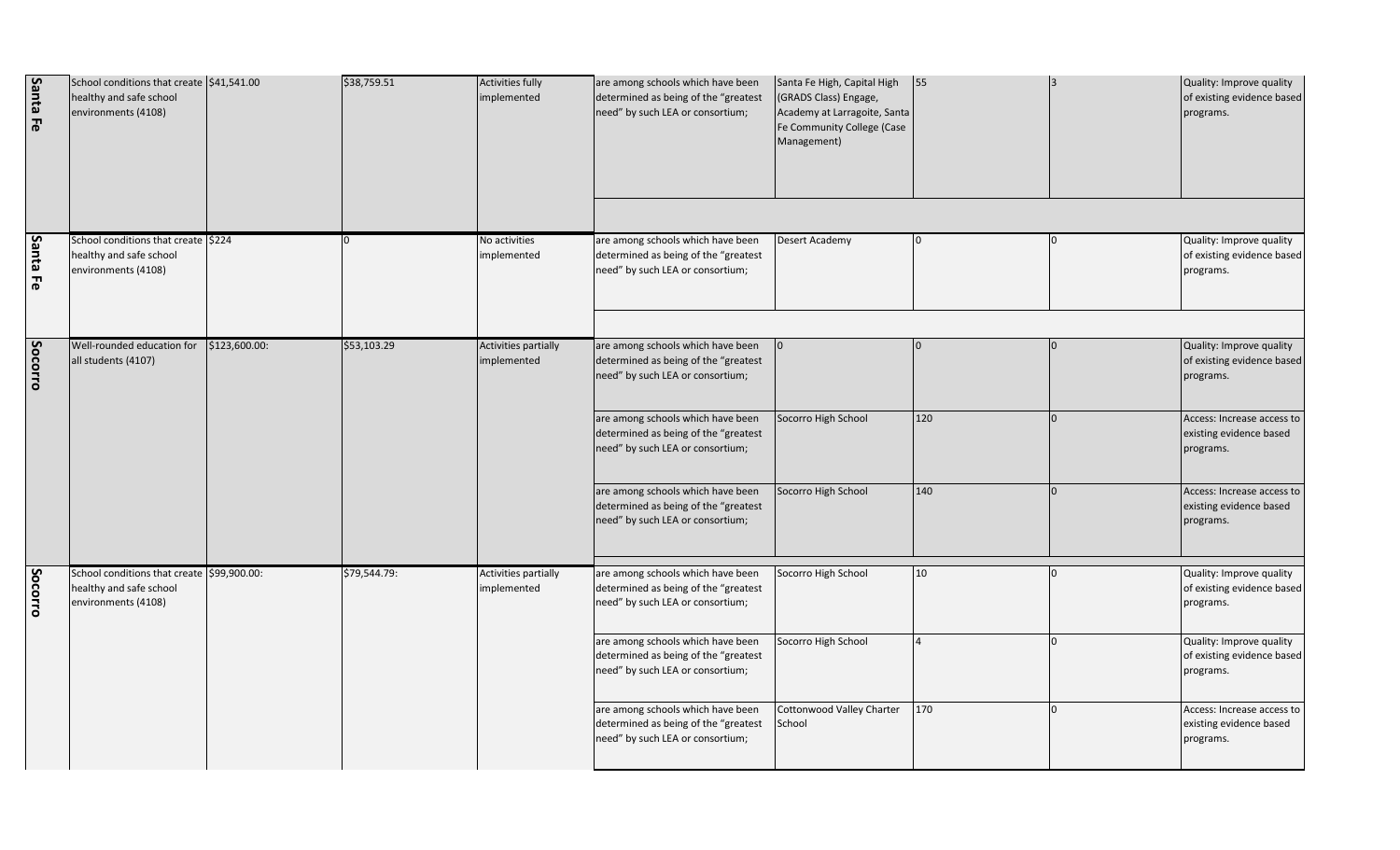| | | | | | | | | | |
|---|---|---|---|---|---|---|---|---|---|
| Santa Fe | School conditions that create healthy and safe school environments (4108) | $41,541.00 | $38,759.51 | Activities fully implemented | are among schools which have been determined as being of the "greatest need" by such LEA or consortium; | Santa Fe High, Capital High (GRADS Class) Engage, Academy at Larragoite, Santa Fe Community College (Case Management) | 55 | 3 | Quality: Improve quality of existing evidence based programs. |
| Santa Fe | School conditions that create healthy and safe school environments (4108) | $224 | 0 | No activities implemented | are among schools which have been determined as being of the "greatest need" by such LEA or consortium; | Desert Academy | 0 | 0 | Quality: Improve quality of existing evidence based programs. |
| Socorro | Well-rounded education for all students (4107) | $123,600.00: | $53,103.29 | Activities partially implemented | are among schools which have been determined as being of the "greatest need" by such LEA or consortium; | 0 | 0 | 0 | Quality: Improve quality of existing evidence based programs. |
| | | | | | are among schools which have been determined as being of the "greatest need" by such LEA or consortium; | Socorro High School | 120 | 0 | Access: Increase access to existing evidence based programs. |
| | | | | | are among schools which have been determined as being of the "greatest need" by such LEA or consortium; | Socorro High School | 140 | 0 | Access: Increase access to existing evidence based programs. |
| Socorro | School conditions that create healthy and safe school environments (4108) | $99,900.00: | $79,544.79: | Activities partially implemented | are among schools which have been determined as being of the "greatest need" by such LEA or consortium; | Socorro High School | 10 | 0 | Quality: Improve quality of existing evidence based programs. |
| | | | | | are among schools which have been determined as being of the "greatest need" by such LEA or consortium; | Socorro High School | 4 | 0 | Quality: Improve quality of existing evidence based programs. |
| | | | | | are among schools which have been determined as being of the "greatest need" by such LEA or consortium; | Cottonwood Valley Charter School | 170 | 0 | Access: Increase access to existing evidence based programs. |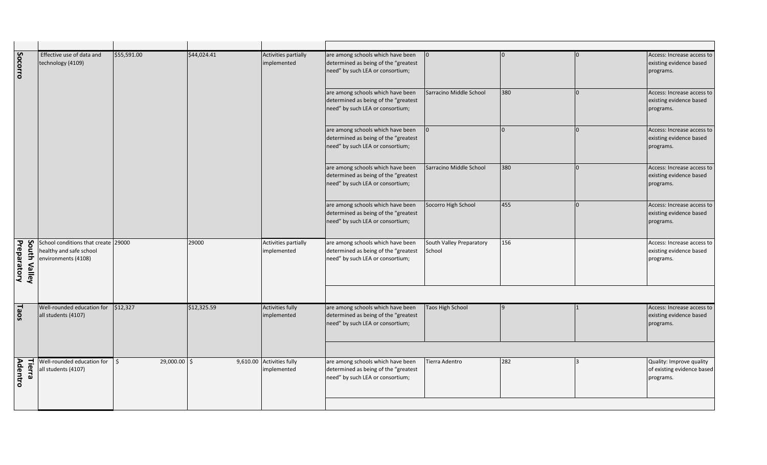| | | | | | | | | | |
|---|---|---|---|---|---|---|---|---|---|
| Socorro | Effective use of data and technology (4109) | $55,591.00 | $44,024.41 | Activities partially implemented | are among schools which have been determined as being of the "greatest need" by such LEA or consortium; | 0 | 0 | 0 | Access: Increase access to existing evidence based programs. |
| | | | | | are among schools which have been determined as being of the "greatest need" by such LEA or consortium; | Sarracino Middle School | 380 | 0 | Access: Increase access to existing evidence based programs. |
| | | | | | are among schools which have been determined as being of the "greatest need" by such LEA or consortium; | 0 | 0 | 0 | Access: Increase access to existing evidence based programs. |
| | | | | | are among schools which have been determined as being of the "greatest need" by such LEA or consortium; | Sarracino Middle School | 380 | 0 | Access: Increase access to existing evidence based programs. |
| | | | | | are among schools which have been determined as being of the "greatest need" by such LEA or consortium; | Socorro High School | 455 | 0 | Access: Increase access to existing evidence based programs. |
| South Valley Preparatory | School conditions that create healthy and safe school environments (4108) | 29000 | 29000 | Activities partially implemented | are among schools which have been determined as being of the "greatest need" by such LEA or consortium; | South Valley Preparatory School | 156 | | Access: Increase access to existing evidence based programs. |
| | | | | | | | | | |
| Taos | Well-rounded education for all students (4107) | $12,327 | $12,325.59 | Activities fully implemented | are among schools which have been determined as being of the "greatest need" by such LEA or consortium; | Taos High School | 9 | 1 | Access: Increase access to existing evidence based programs. |
| | | | | | | | | | |
| Tierra Adentro | Well-rounded education for all students (4107) | $ 29,000.00 | $ 9,610.00 | Activities fully implemented | are among schools which have been determined as being of the "greatest need" by such LEA or consortium; | Tierra Adentro | 282 | 3 | Quality: Improve quality of existing evidence based programs. |
| | | | | | | | | | |